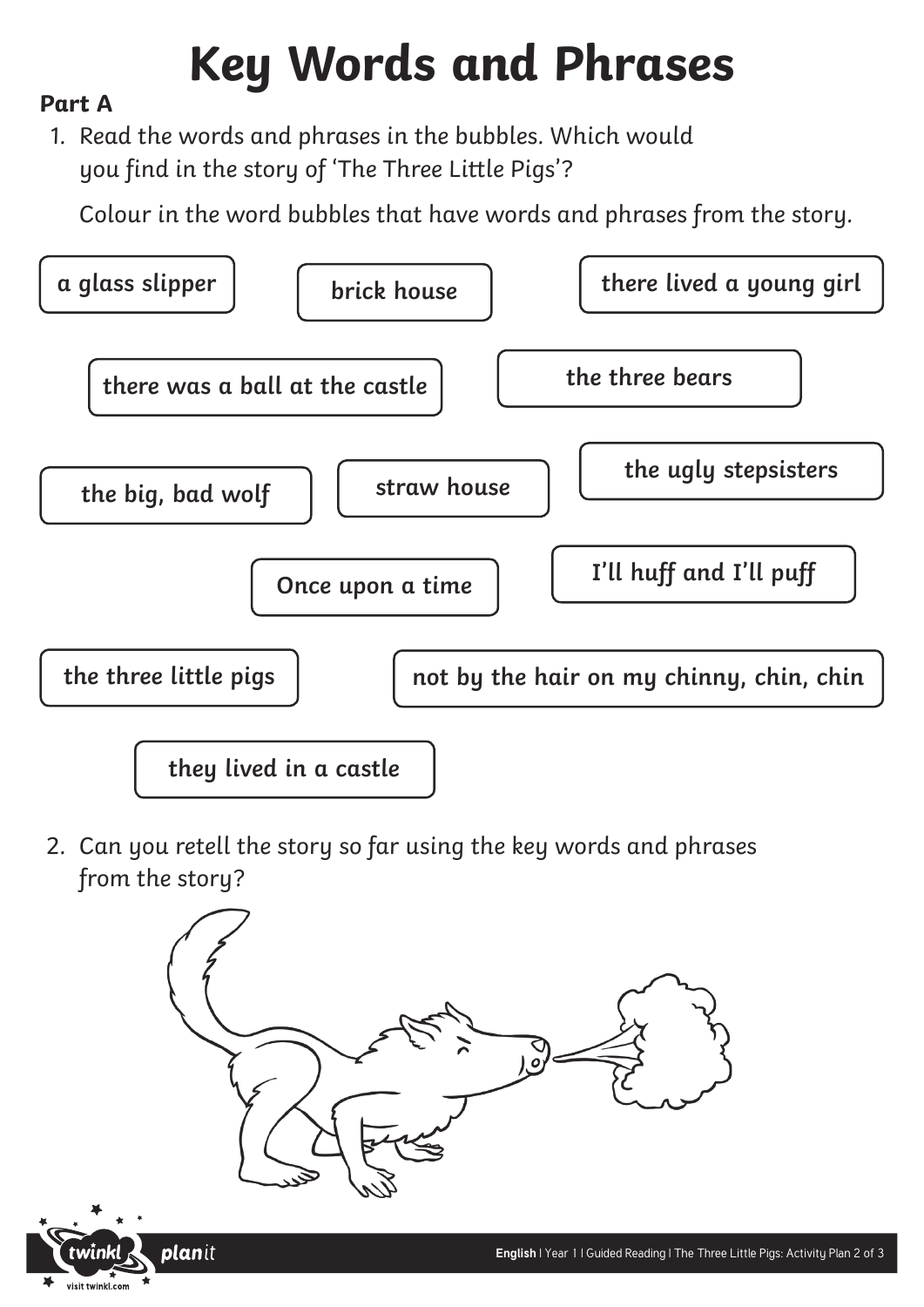# Key Words and Phrases

**Part A**

1. Read the words and phrases in the bubbles. Which would you find in the story of 'The Three Little Pigs'?

   Colour in the word bubbles that have words and phrases from the story.

- a glass slipper
- brick house
- there lived a young girl
- there was a ball at the castle
- the three bears
- the big, bad wolf
- straw house
- the ugly stepsisters
- Once upon a time
- I'll huff and I'll puff
- the three little pigs
- not by the hair on my chinny, chin, chin
- they lived in a castle

2. Can you retell the story so far using the key words and phrases from the story?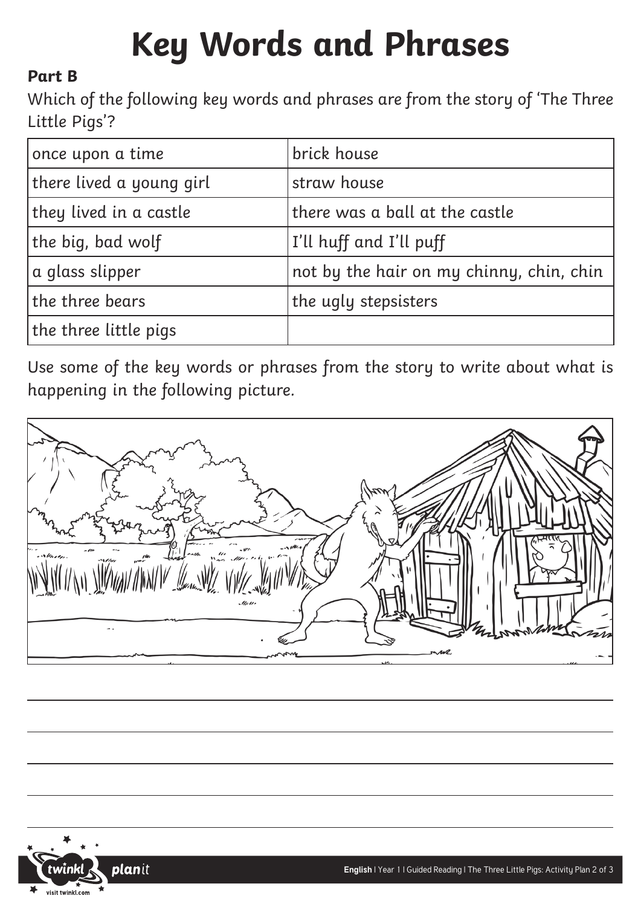# Key Words and Phrases

**Part B**

Which of the following key words and phrases are from the story of 'The Three Little Pigs'?

| once upon a time | brick house |
|---|---|
| there lived a young girl | straw house |
| they lived in a castle | there was a ball at the castle |
| the big, bad wolf | I'll huff and I'll puff |
| a glass slipper | not by the hair on my chinny, chin, chin |
| the three bears | the ugly stepsisters |
| the three little pigs | |

Use some of the key words or phrases from the story to write about what is happening in the following picture.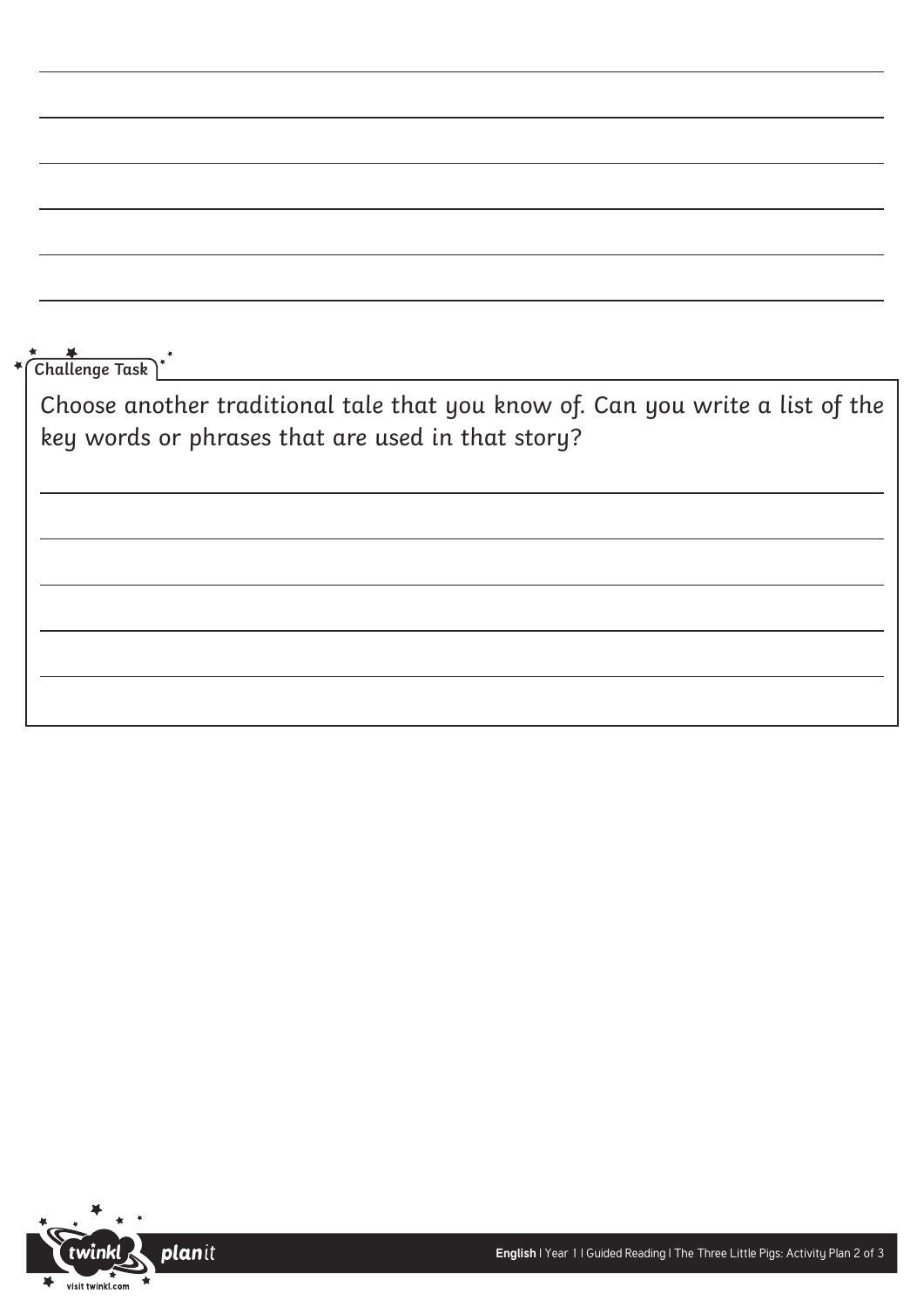**Challenge Task**

Choose another traditional tale that you know of. Can you write a list of the key words or phrases that are used in that story?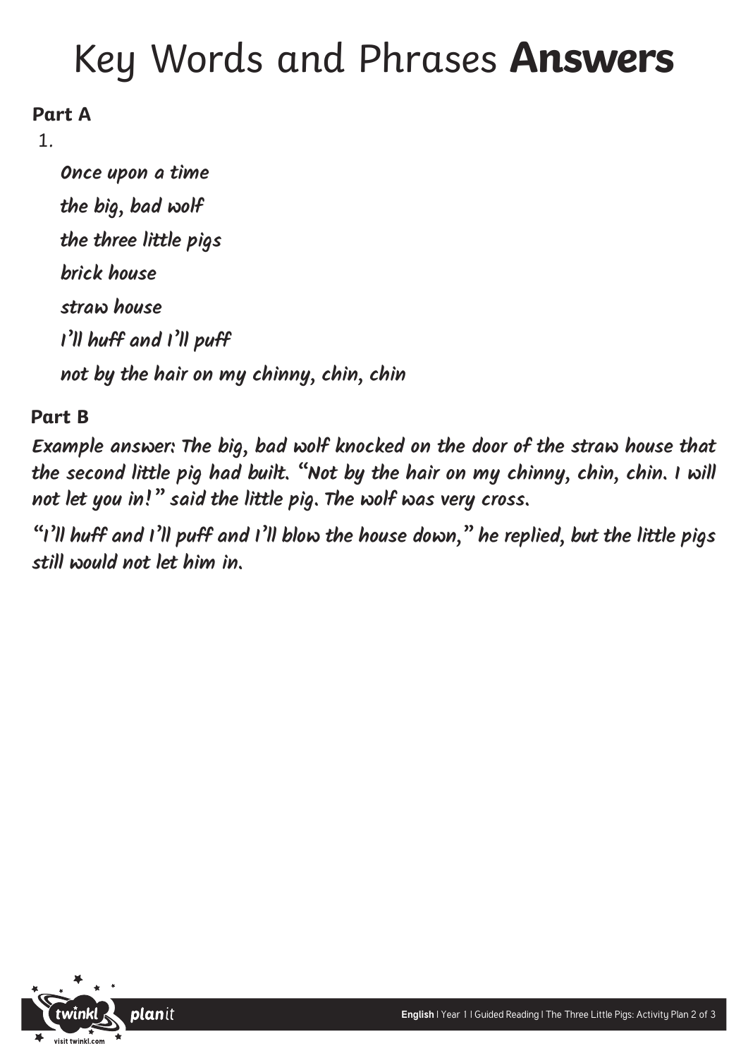# Key Words and Phrases **Answers**

**Part A**

1.

Once upon a time

the big, bad wolf

the three little pigs

brick house

straw house

I'll huff and I'll puff

not by the hair on my chinny, chin, chin

**Part B**

Example answer: The big, bad wolf knocked on the door of the straw house that the second little pig had built. "Not by the hair on my chinny, chin, chin. I will not let you in!" said the little pig. The wolf was very cross.

"I'll huff and I'll puff and I'll blow the house down," he replied, but the little pigs still would not let him in.